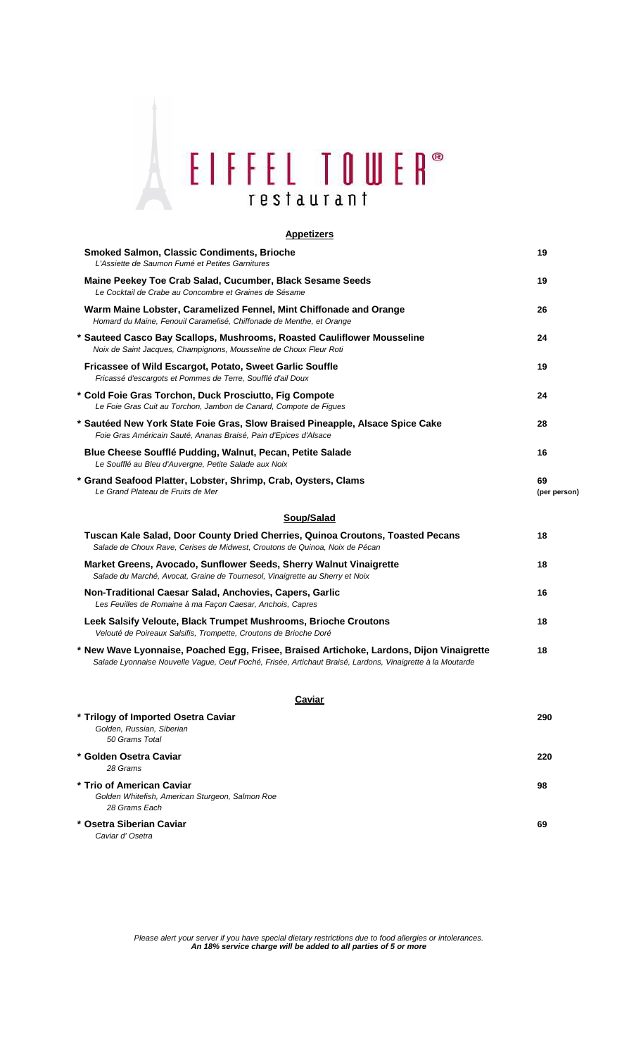# EIFFEL TOWER®
restaurant

## Appetizers

| | |
|---|---|
| **Smoked Salmon, Classic Condiments, Brioche**<br>*L'Assiette de Saumon Fumé et Petites Garnitures* | **19** |
| **Maine Peekey Toe Crab Salad, Cucumber, Black Sesame Seeds**<br>*Le Cocktail de Crabe au Concombre et Graines de Sésame* | **19** |
| **Warm Maine Lobster, Caramelized Fennel, Mint Chiffonade and Orange**<br>*Homard du Maine, Fenouil Caramelisé, Chiffonade de Menthe, et Orange* | **26** |
| **\* Sauteed Casco Bay Scallops, Mushrooms, Roasted Cauliflower Mousseline**<br>*Noix de Saint Jacques, Champignons, Mousseline de Choux Fleur Roti* | **24** |
| **Fricassee of Wild Escargot, Potato, Sweet Garlic Souffle**<br>*Fricassé d'escargots et Pommes de Terre, Soufflé d'ail Doux* | **19** |
| **\* Cold Foie Gras Torchon, Duck Prosciutto, Fig Compote**<br>*Le Foie Gras Cuit au Torchon, Jambon de Canard, Compote de Figues* | **24** |
| **\* Sautéed New York State Foie Gras, Slow Braised Pineapple, Alsace Spice Cake**<br>*Foie Gras Américain Sauté, Ananas Braisé, Pain d'Epices d'Alsace* | **28** |
| **Blue Cheese Soufflé Pudding, Walnut, Pecan, Petite Salade**<br>*Le Soufflé au Bleu d'Auvergne, Petite Salade aux Noix* | **16** |
| **\* Grand Seafood Platter, Lobster, Shrimp, Crab, Oysters, Clams**<br>*Le Grand Plateau de Fruits de Mer* | **69 (per person)** |

## Soup/Salad

| | |
|---|---|
| **Tuscan Kale Salad, Door County Dried Cherries, Quinoa Croutons, Toasted Pecans**<br>*Salade de Choux Rave, Cerises de Midwest, Croutons de Quinoa, Noix de Pécan* | **18** |
| **Market Greens, Avocado, Sunflower Seeds, Sherry Walnut Vinaigrette**<br>*Salade du Marché, Avocat, Graine de Tournesol, Vinaigrette au Sherry et Noix* | **18** |
| **Non-Traditional Caesar Salad, Anchovies, Capers, Garlic**<br>*Les Feuilles de Romaine à ma Façon Caesar, Anchois, Capres* | **16** |
| **Leek Salsify Veloute, Black Trumpet Mushrooms, Brioche Croutons**<br>*Velouté de Poireaux Salsifis, Trompette, Croutons de Brioche Doré* | **18** |
| **\* New Wave Lyonnaise, Poached Egg, Frisee, Braised Artichoke, Lardons, Dijon Vinaigrette**<br>*Salade Lyonnaise Nouvelle Vague, Oeuf Poché, Frisée, Artichaut Braisé, Lardons, Vinaigrette à la Moutarde* | **18** |

## Caviar

| | |
|---|---|
| **\* Trilogy of Imported Osetra Caviar**<br>*Golden, Russian, Siberian*<br>*50 Grams Total* | **290** |
| **\* Golden Osetra Caviar**<br>*28 Grams* | **220** |
| **\* Trio of American Caviar**<br>*Golden Whitefish, American Sturgeon, Salmon Roe*<br>*28 Grams Each* | **98** |
| **\* Osetra Siberian Caviar**<br>*Caviar d' Osetra* | **69** |

*Please alert your server if you have special dietary restrictions due to food allergies or intolerances.*
***An 18% service charge will be added to all parties of 5 or more***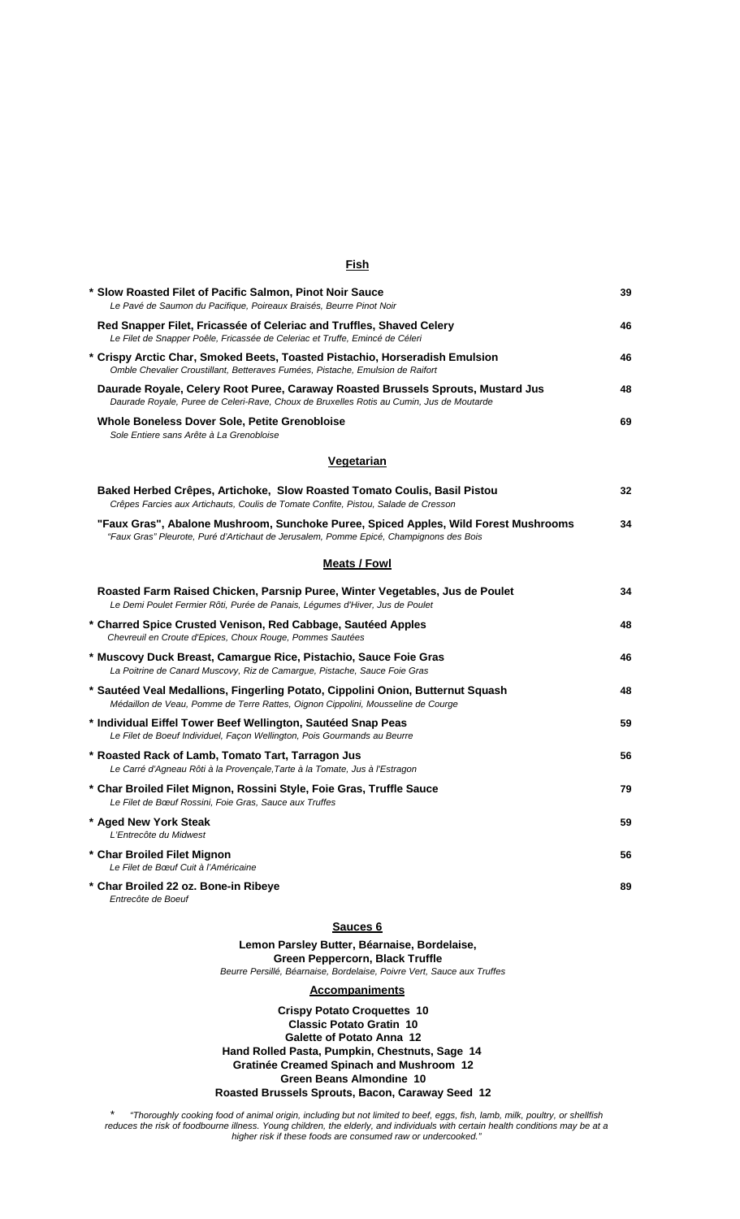## Fish

**\* Slow Roasted Filet of Pacific Salmon, Pinot Noir Sauce** — **39**
*Le Pavé de Saumon du Pacifique, Poireaux Braisés, Beurre Pinot Noir*

**Red Snapper Filet, Fricassée of Celeriac and Truffles, Shaved Celery** — **46**
*Le Filet de Snapper Poêle, Fricassée de Celeriac et Truffe, Emincé de Céleri*

**\* Crispy Arctic Char, Smoked Beets, Toasted Pistachio, Horseradish Emulsion** — **46**
*Omble Chevalier Croustillant, Betteraves Fumées, Pistache, Emulsion de Raifort*

**Daurade Royale, Celery Root Puree, Caraway Roasted Brussels Sprouts, Mustard Jus** — **48**
*Daurade Royale, Puree de Celeri-Rave, Choux de Bruxelles Rotis au Cumin, Jus de Moutarde*

**Whole Boneless Dover Sole, Petite Grenobloise** — **69**
*Sole Entiere sans Arête à La Grenobloise*

## Vegetarian

**Baked Herbed Crêpes, Artichoke, Slow Roasted Tomato Coulis, Basil Pistou** — **32**
*Crêpes Farcies aux Artichauts, Coulis de Tomate Confite, Pistou, Salade de Cresson*

**"Faux Gras", Abalone Mushroom, Sunchoke Puree, Spiced Apples, Wild Forest Mushrooms** — **34**
*"Faux Gras" Pleurote, Puré d'Artichaut de Jerusalem, Pomme Epicé, Champignons des Bois*

## Meats / Fowl

**Roasted Farm Raised Chicken, Parsnip Puree, Winter Vegetables, Jus de Poulet** — **34**
*Le Demi Poulet Fermier Rôti, Purée de Panais, Légumes d'Hiver, Jus de Poulet*

**\* Charred Spice Crusted Venison, Red Cabbage, Sautéed Apples** — **48**
*Chevreuil en Croute d'Epices, Choux Rouge, Pommes Sautées*

**\* Muscovy Duck Breast, Camargue Rice, Pistachio, Sauce Foie Gras** — **46**
*La Poitrine de Canard Muscovy, Riz de Camargue, Pistache, Sauce Foie Gras*

**\* Sautéed Veal Medallions, Fingerling Potato, Cippolini Onion, Butternut Squash** — **48**
*Médaillon de Veau, Pomme de Terre Rattes, Oignon Cippolini, Mousseline de Courge*

**\* Individual Eiffel Tower Beef Wellington, Sautéed Snap Peas** — **59**
*Le Filet de Boeuf Individuel, Façon Wellington, Pois Gourmands au Beurre*

**\* Roasted Rack of Lamb, Tomato Tart, Tarragon Jus** — **56**
*Le Carré d'Agneau Rôti à la Provençale,Tarte à la Tomate, Jus à l'Estragon*

**\* Char Broiled Filet Mignon, Rossini Style, Foie Gras, Truffle Sauce** — **79**
*Le Filet de Bœuf Rossini, Foie Gras, Sauce aux Truffes*

**\* Aged New York Steak** — **59**
*L'Entrecôte du Midwest*

**\* Char Broiled Filet Mignon** — **56**
*Le Filet de Bœuf Cuit à l'Américaine*

**\* Char Broiled 22 oz. Bone-in Ribeye** — **89**
*Entrecôte de Boeuf*

## Sauces 6

**Lemon Parsley Butter, Béarnaise, Bordelaise,**
**Green Peppercorn, Black Truffle**
*Beurre Persillé, Béarnaise, Bordelaise, Poivre Vert, Sauce aux Truffes*

## Accompaniments

**Crispy Potato Croquettes 10**
**Classic Potato Gratin 10**
**Galette of Potato Anna 12**
**Hand Rolled Pasta, Pumpkin, Chestnuts, Sage 14**
**Gratinée Creamed Spinach and Mushroom 12**
**Green Beans Almondine 10**
**Roasted Brussels Sprouts, Bacon, Caraway Seed 12**

\* *"Thoroughly cooking food of animal origin, including but not limited to beef, eggs, fish, lamb, milk, poultry, or shellfish reduces the risk of foodbourne illness. Young children, the elderly, and individuals with certain health conditions may be at a higher risk if these foods are consumed raw or undercooked."*